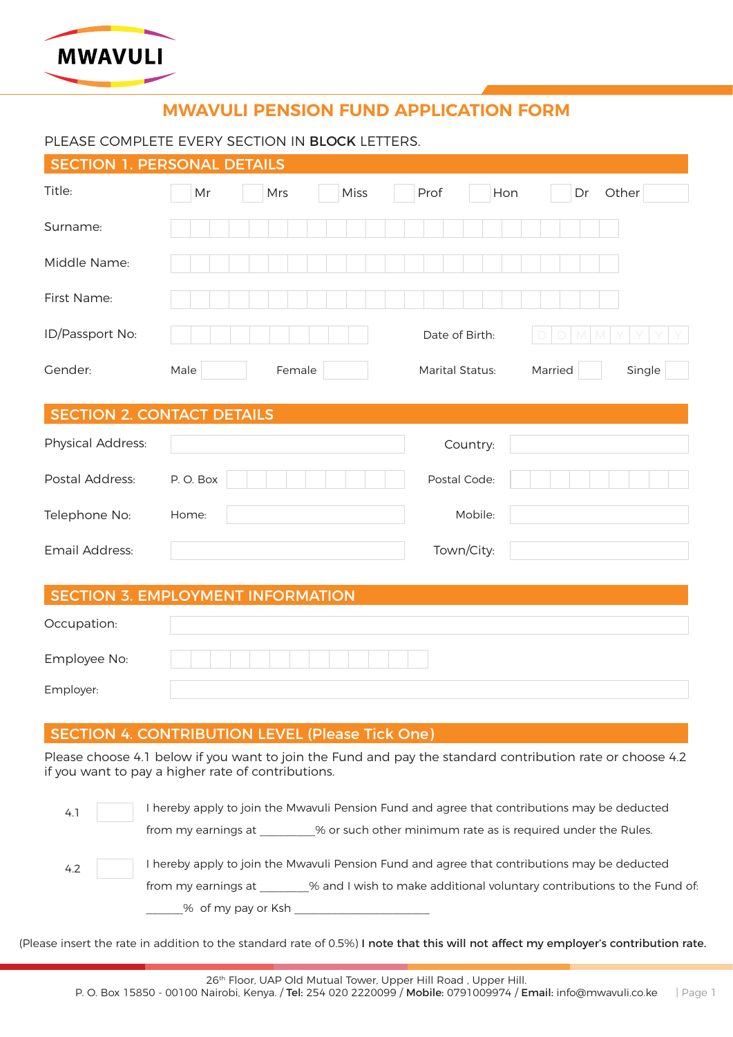MWAVULI

# MWAVULI PENSION FUND APPLICATION FORM

PLEASE COMPLETE EVERY SECTION IN **BLOCK** LETTERS.

## SECTION 1. PERSONAL DETAILS

Title: ☐ Mr ☐ Mrs ☐ Miss ☐ Prof ☐ Hon ☐ Dr Other ______

Surname: ____________________

Middle Name: ____________________

First Name: ____________________

ID/Passport No: ____________________ Date of Birth: D D M M Y Y Y Y

Gender: Male ______ Female ______ Marital Status: Married ☐ Single ☐

## SECTION 2. CONTACT DETAILS

Physical Address: ____________________ Country: ____________________

Postal Address: P. O. Box ____________________ Postal Code: ____________________

Telephone No: Home: ____________________ Mobile: ____________________

Email Address: ____________________ Town/City: ____________________

## SECTION 3. EMPLOYMENT INFORMATION

Occupation: ____________________

Employee No: ____________________

Employer: ____________________

## SECTION 4. CONTRIBUTION LEVEL (Please Tick One)

Please choose 4.1 below if you want to join the Fund and pay the standard contribution rate or choose 4.2 if you want to pay a higher rate of contributions.

4.1 ☐ I hereby apply to join the Mwavuli Pension Fund and agree that contributions may be deducted from my earnings at _________% or such other minimum rate as is required under the Rules.

4.2 ☐ I hereby apply to join the Mwavuli Pension Fund and agree that contributions may be deducted from my earnings at ________% and I wish to make additional voluntary contributions to the Fund of: ______% of my pay or Ksh _______________________

(Please insert the rate in addition to the standard rate of 0.5%) **I note that this will not affect my employer's contribution rate.**

26th Floor, UAP Old Mutual Tower, Upper Hill Road , Upper Hill.
P. O. Box 15850 - 00100 Nairobi, Kenya. / **Tel:** 254 020 2220099 / **Mobile:** 0791009974 / **Email:** info@mwavuli.co.ke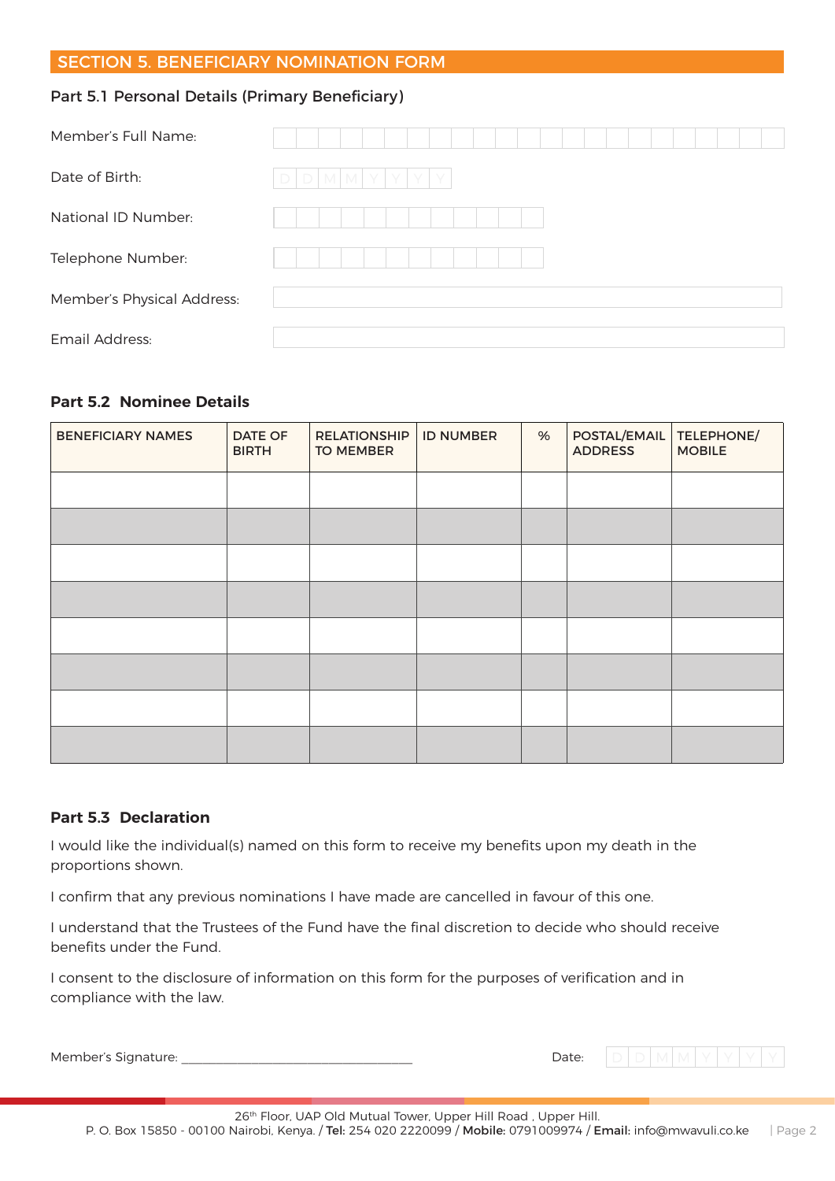## SECTION 5. BENEFICIARY NOMINATION FORM

### Part 5.1 Personal Details (Primary Beneficiary)

Member's Full Name:

Date of Birth: D D M M Y Y Y Y

National ID Number:

Telephone Number:

Member's Physical Address:

Email Address:

### Part 5.2 Nominee Details

| BENEFICIARY NAMES | DATE OF BIRTH | RELATIONSHIP TO MEMBER | ID NUMBER | % | POSTAL/EMAIL ADDRESS | TELEPHONE/ MOBILE |
|---|---|---|---|---|---|---|
| | | | | | | |
| | | | | | | |
| | | | | | | |
| | | | | | | |
| | | | | | | |
| | | | | | | |
| | | | | | | |
| | | | | | | |

### Part 5.3 Declaration

I would like the individual(s) named on this form to receive my benefits upon my death in the proportions shown.

I confirm that any previous nominations I have made are cancelled in favour of this one.

I understand that the Trustees of the Fund have the final discretion to decide who should receive benefits under the Fund.

I consent to the disclosure of information on this form for the purposes of verification and in compliance with the law.

Member's Signature: ___________________________________ Date: D D M M Y Y Y Y

26th Floor, UAP Old Mutual Tower, Upper Hill Road , Upper Hill.
P. O. Box 15850 - 00100 Nairobi, Kenya. / **Tel:** 254 020 2220099 / **Mobile:** 0791009974 / **Email:** info@mwavuli.co.ke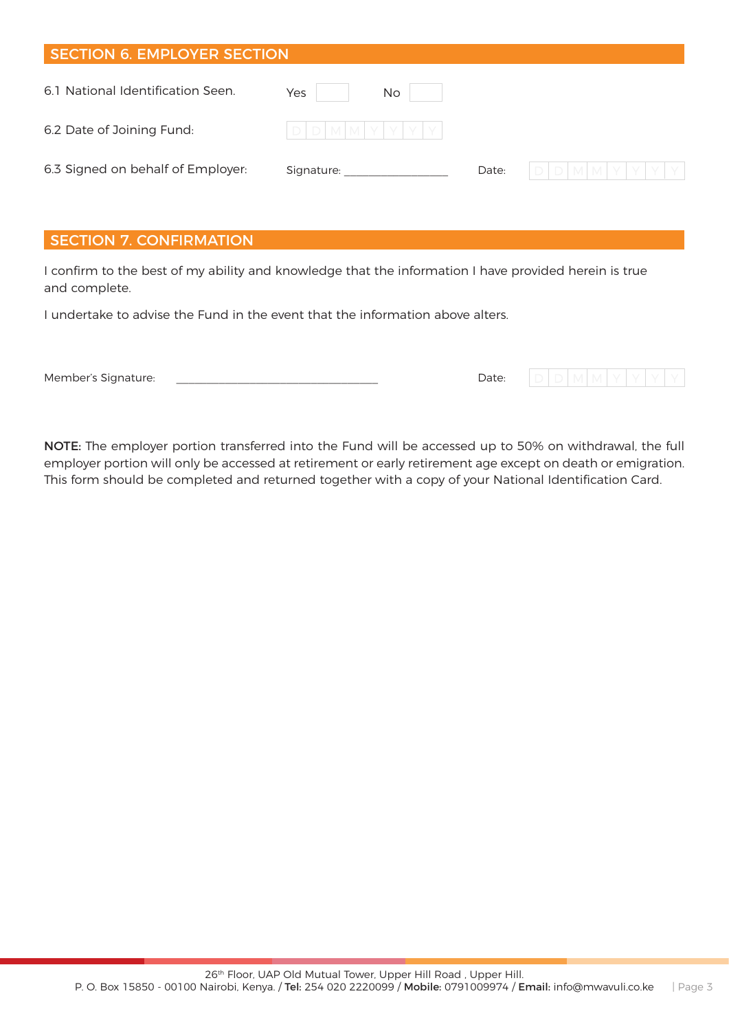## SECTION 6. EMPLOYER SECTION

6.1 National Identification Seen. Yes ☐ No ☐

6.2 Date of Joining Fund: D D M M Y Y Y Y

6.3 Signed on behalf of Employer: Signature: ________________ Date: D D M M Y Y Y Y

## SECTION 7. CONFIRMATION

I confirm to the best of my ability and knowledge that the information I have provided herein is true and complete.

I undertake to advise the Fund in the event that the information above alters.

Member's Signature: ________________________________ Date: D D M M Y Y Y Y

**NOTE:** The employer portion transferred into the Fund will be accessed up to 50% on withdrawal, the full employer portion will only be accessed at retirement or early retirement age except on death or emigration. This form should be completed and returned together with a copy of your National Identification Card.

26th Floor, UAP Old Mutual Tower, Upper Hill Road , Upper Hill.
P. O. Box 15850 - 00100 Nairobi, Kenya. / **Tel:** 254 020 2220099 / **Mobile:** 0791009974 / **Email:** info@mwavuli.co.ke